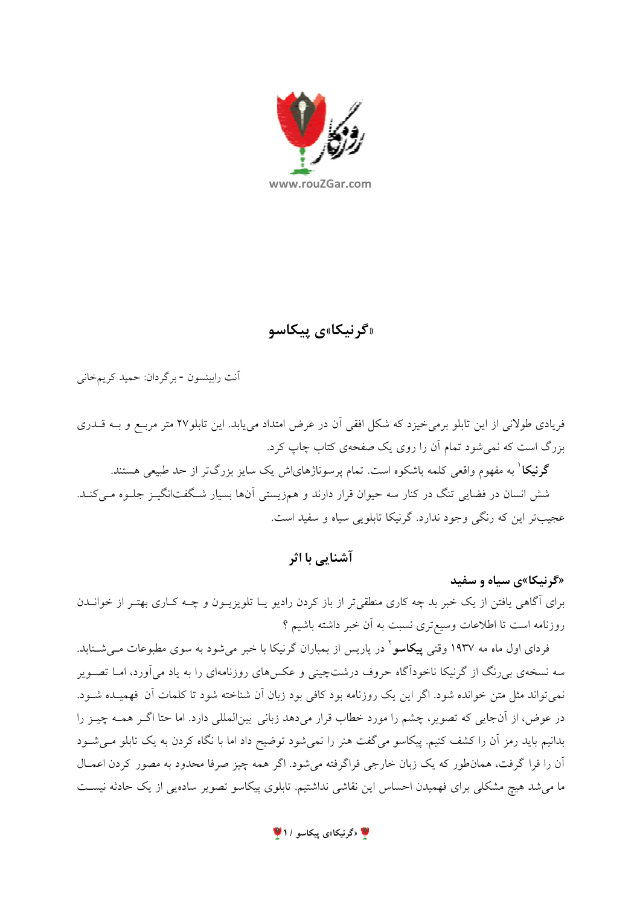# «گرنیکا»ی پیکاسو

آنت رابینسون - برگردان: حمید کریم‌خانی

فریادی طولانی از این تابلو برمی‌خیزد که شکل افقی آن در عرض امتداد می‌یابد. این تابلو۲۷ متر مربع و بـه قـدری بزرگ است که نمی‌شود تمام آن را روی یک صفحه‌ی کتاب چاپ کرد.

**گرنیکا**[1] به مفهوم واقعی کلمه باشکوه است. تمام پرسوناژهای‌اش یک سایز بزرگ‌تر از حد طبیعی هستند.

شش انسان در فضایی تنگ در کنار سه حیوان قرار دارند و هم‌زیستی آن‌ها بسیار شـگفت‌انگیـز جلـوه مـی‌کنـد. عجیب‌تر این که رنگی وجود ندارد. گرنیکا تابلویی سیاه و سفید است.

## آشنایی با اثر

### «گرنیکا»ی سیاه و سفید

برای آگاهی یافتن از یک خبر بد چه کاری منطقی‌تر از باز کردن رادیو یـا تلویزیـون و چـه کـاری بهتـر از خوانـدن روزنامه است تا اطلاعات وسیع‌تری نسبت به آن خبر داشته باشیم ؟

فردای اول ماه مه ۱۹۳۷ وقتی **پیکاسو**[2] در پاریس از بمباران گرنیکا با خبر می‌شود به سوی مطبوعات مـی‌شـتابد. سه نسخه‌ی بی‌رنگ از گرنیکا ناخودآگاه حروف درشت‌چینی و عکس‌های روزنامه‌ای را به یاد می‌آورد، امـا تصـویر نمی‌تواند مثل متن خوانده شود. اگر این یک روزنامه بود کافی بود زبان آن شناخته شود تا کلمات آن فهمیـده شـود. در عوض، از آن‌جایی که تصویر، چشم را مورد خطاب قرار می‌دهد زبانی بین‌المللی دارد. اما حتا اگـر همـه چیـز را بدانیم باید رمز آن را کشف کنیم. پیکاسو می‌گفت هنر را نمی‌شود توضیح داد اما با نگاه کردن به یک تابلو مـی‌شـود آن را فرا گرفت، همان‌طور که یک زبان خارجی فراگرفته می‌شود. اگر همه چیز صرفا محدود به مصور کردن اعمـال ما می‌شد هیچ مشکلی برای فهمیدن احساس این نقاشی نداشتیم. تابلوی پیکاسو تصویر ساده‌یی از یک حادثه نیسـت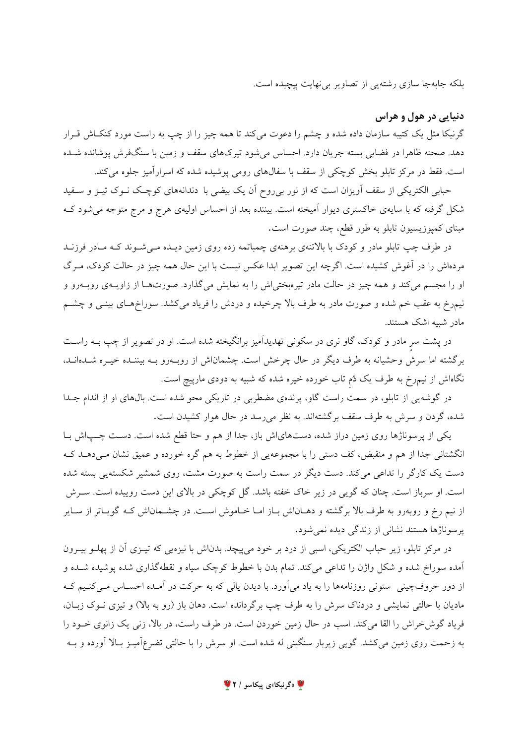بلکه جابه‌جا سازی رشته‌یی از تصاویر بی‌نهایت پیچیده است.

## دنیایی در هول و هراس

گرنیکا مثل یک کتیبه سازمان داده شده و چشم را دعوت می‌کند تا همه چیز را از چپ به راست مورد کنکاش قرار دهد. صحنه ظاهرا در فضایی بسته جریان دارد. احساس می‌شود تیرک‌های سقف و زمین با سنگ‌فرش پوشانده شده است. فقط در مرکز تابلو بخش کوچکی از سقف با سفال‌های رومی پوشیده شده که اسرارآمیز جلوه می‌کند.

حبابی الکتریکی از سقف آویزان است که از نور بی‌روح آن یک بیضی با دندانه‌های کوچک نوک تیز و سفید شکل گرفته که با سایه‌ی خاکستری دیوار آمیخته است. بیننده بعد از احساس اولیه‌ی هرج و مرج متوجه می‌شود که مبنای کمپوزیسیون تابلو به طور قطع، چند صورت است.

در طرف چپ تابلو مادر و کودک با بالاتنه‌ی برهنه‌ی چمباتمه زده روی زمین دیده می‌شوند که مادر فرزند مرده‌اش را در آغوش کشیده است. اگرچه این تصویر ابدا عکس نیست با این حال همه چیز در حالت کودک، مرگ او را مجسم می‌کند و همه چیز در حالت مادر تیره‌بختی‌اش را به نمایش می‌گذارد. صورت‌ها از زاویه‌ی روبه‌رو و نیم‌رخ به عقب خم شده و صورت مادر به طرف بالا چرخیده و دردش را فریاد می‌کشد. سوراخ‌های بینی و چشم مادر شبیه اشک هستند.

در پشت سر مادر و کودک، گاو نری در سکونی تهدیدآمیز برانگیخته شده است. او در تصویر از چپ به راست برگشته اما سرش وحشیانه به طرف دیگر در حال چرخش است. چشمان‌اش از روبه‌رو به بیننده خیره شده‌اند، نگاه‌اش از نیم‌رخ به طرف یک دُم تاب خورده خیره شده که شبیه به دودی مارپیچ است.

در گوشه‌یی از تابلو، در سمت راست گاو، پرنده‌ی مضطربی در تاریکی محو شده است. بال‌های او از اندام جدا شده، گردن و سرش به طرف سقف برگشته‌اند. به نظر می‌رسد در حال هوار کشیدن است.

یکی از پرسوناژها روی زمین دراز شده، دست‌های‌اش باز، جدا از هم و حتا قطع شده است. دست چپ‌اش با انگشتانی جدا از هم و منقبض، کف دستی را با مجموعه‌یی از خطوط به هم گره خورده و عمیق نشان می‌دهد که دست یک کارگر را تداعی می‌کند. دست دیگر در سمت راست به صورت مشت، روی شمشیر شکسته‌یی بسته شده است. او سرباز است. چنان که گویی در زیر خاک خفته باشد. گل کوچکی در بالای این دست روییده است. سرش از نیم رخ و روبه‌رو به طرف بالا برگشته و دهان‌اش باز اما خاموش است. در چشمان‌اش که گویاتر از سایر پرسوناژها هستند نشانی از زندگی دیده نمی‌شود.

در مرکز تابلو، زیر حباب الکتریکی، اسبی از درد بر خود می‌پیچد. بدن‌اش با نیزه‌یی که تیزی آن از پهلو بیرون آمده سوراخ شده و شکل واژن را تداعی می‌کند. تمام بدن با خطوط کوچک سیاه و نقطه‌گذاری شده پوشیده شده و از دور حروف‌چینی ستونی روزنامه‌ها را به یاد می‌آورد. با دیدن یالی که به حرکت در آمده احساس می‌کنیم که مادیان با حالتی نمایشی و دردناک سرش را به طرف چپ برگردانده است. دهان باز (رو به بالا) و تیزی نوک زبان، فریاد گوش‌خراش را القا می‌کند. اسب در حال زمین خوردن است. در طرف راست، در بالا، زنی یک زانوی خود را به زحمت روی زمین می‌کشد. گویی زیربار سنگینی له شده است. او سرش را با حالتی تضرع‌آمیز بالا آورده و به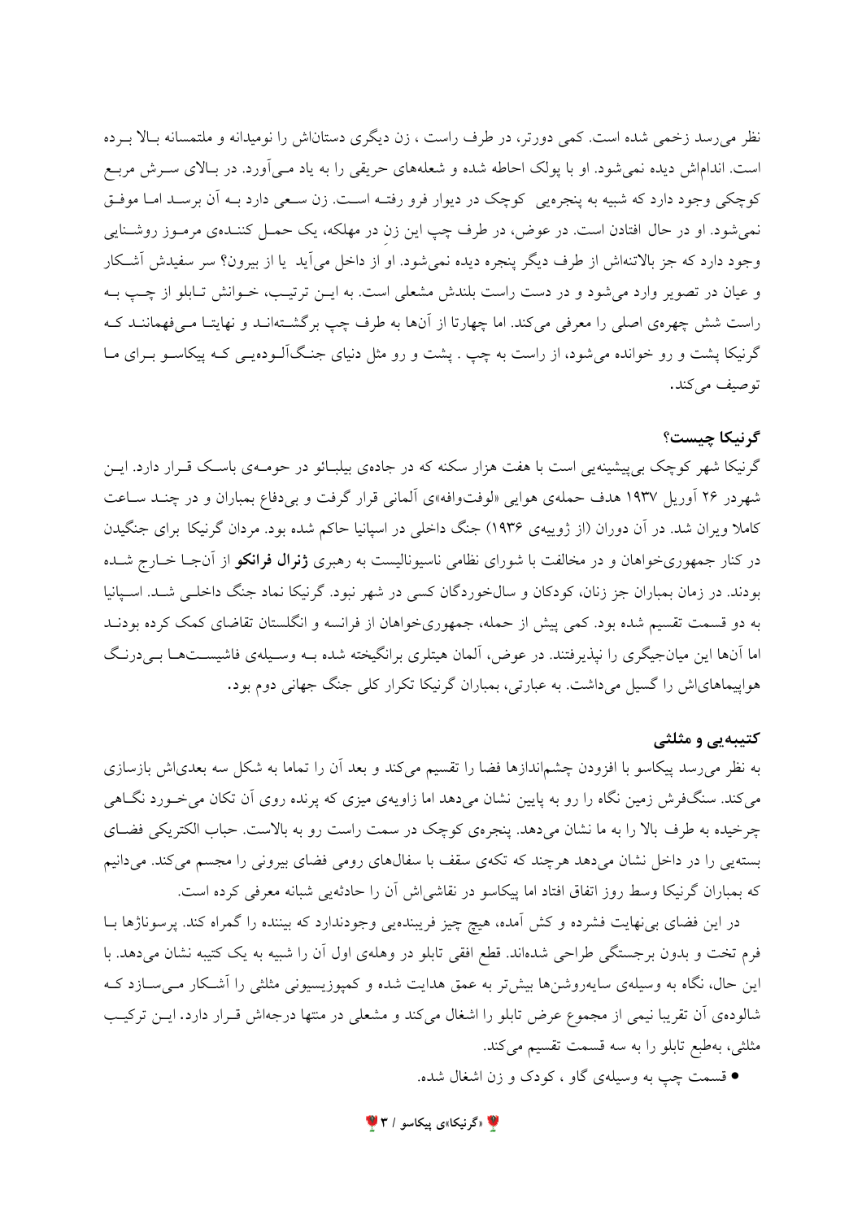نظر می‌رسد زخمی شده است. کمی دورتر، در طرف راست ، زن دیگری دستان‌اش را نومیدانه و ملتمسانه بالا برده است. اندام‌اش دیده نمی‌شود. او با پولک احاطه شده و شعله‌های حریقی را به یاد می‌آورد. در بالای سرش مربع کوچکی وجود دارد که شبیه به پنجره‌یی کوچک در دیوار فرو رفته است. زن سعی دارد به آن برسد اما موفق نمی‌شود. او در حال افتادن است. در عوض، در طرف چپ این زن در مهلکه، یک حمل کننده‌ی مرموز روشنایی وجود دارد که جز بالاتنه‌اش از طرف دیگر پنجره دیده نمی‌شود. او از داخل می‌آید یا از بیرون؟ سر سفیدش آشکار و عیان در تصویر وارد می‌شود و در دست راست بلندش مشعلی است. به این ترتیب، خوانش تابلو از چپ به راست شش چهره‌ی اصلی را معرفی می‌کند. اما چهارتا از آن‌ها به طرف چپ برگشته‌اند و نهایتا می‌فهمانند که گرنیکا پشت و رو خوانده می‌شود، از راست به چپ . پشت و رو مثل دنیای جنگ‌آلوده‌یی که پیکاسو برای ما توصیف می‌کند.

## گرنیکا چیست؟

گرنیکا شهر کوچک بی‌پیشینه‌یی است با هفت هزار سکنه که در جاده‌ی بیلبائو در حومه‌ی باسک قرار دارد. این شهردر ۲۶ آوریل ۱۹۳۷ هدف حمله‌ی هوایی «لوفت‌وافه»ی آلمانی قرار گرفت و بی‌دفاع بمباران و در چند ساعت کاملا ویران شد. در آن دوران (از ژوییه‌ی ۱۹۳۶) جنگ داخلی در اسپانیا حاکم شده بود. مردان گرنیکا برای جنگیدن در کنار جمهوری‌خواهان و در مخالفت با شورای نظامی ناسیونالیست به رهبری **ژنرال فرانکو** از آن‌جا خارج شده بودند. در زمان بمباران جز زنان، کودکان و سال‌خوردگان کسی در شهر نبود. گرنیکا نماد جنگ داخلی شد. اسپانیا به دو قسمت تقسیم شده بود. کمی پیش از حمله، جمهوری‌خواهان از فرانسه و انگلستان تقاضای کمک کرده بودند اما آن‌ها این میانجیگری را نپذیرفتند. در عوض، آلمان هیتلری برانگیخته شده به وسیله‌ی فاشیست‌ها بی‌درنگ هواپیماهای‌اش را گسیل می‌داشت. به عبارتی، بمباران گرنیکا تکرار کلی جنگ جهانی دوم بود.

## کتیبه‌یی و مثلثی

به نظر می‌رسد پیکاسو با افزودن چشم‌اندازها فضا را تقسیم می‌کند و بعد آن را تماما به شکل سه بعدی‌اش بازسازی می‌کند. سنگ‌فرش زمین نگاه را رو به پایین نشان می‌دهد اما زاویه‌ی میزی که پرنده روی آن تکان می‌خورد نگاهی چرخیده به طرف بالا را به ما نشان می‌دهد. پنجره‌ی کوچک در سمت راست رو به بالاست. حباب الکتریکی فضای بسته‌یی را در داخل نشان می‌دهد هرچند که تکه‌ی سقف با سفال‌های رومی فضای بیرونی را مجسم می‌کند. می‌دانیم که بمباران گرنیکا وسط روز اتفاق افتاد اما پیکاسو در نقاشی‌اش آن را حادثه‌یی شبانه معرفی کرده است.

در این فضای بی‌نهایت فشرده و کش آمده، هیچ چیز فریبنده‌یی وجودندارد که بیننده را گمراه کند. پرسوناژها با فرم تخت و بدون برجستگی طراحی شده‌اند. قطع افقی تابلو در وهله‌ی اول آن را شبیه به یک کتیبه نشان می‌دهد. با این حال، نگاه به وسیله‌ی سایه‌روشن‌ها بیش‌تر به عمق هدایت شده و کمپوزیسیونی مثلثی را آشکار می‌سازد که شالوده‌ی آن تقریبا نیمی از مجموع عرض تابلو را اشغال می‌کند و مشعلی در منتها درجه‌اش قرار دارد. این ترکیب مثلثی، به‌طبع تابلو را به سه قسمت تقسیم می‌کند.

- قسمت چپ به وسیله‌ی گاو ، کودک و زن اشغال شده.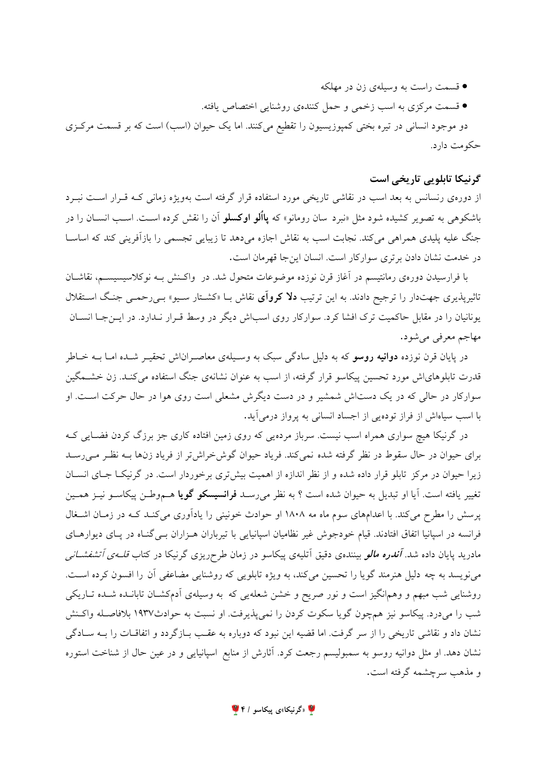- قسمت راست به وسیله‌ی زن در مهلکه
- قسمت مرکزی به اسب زخمی و حمل کننده‌ی روشنایی اختصاص یافته.

دو موجود انسانی در تیره بختی کمپوزیسیون را تقطیع می‌کنند. اما یک حیوان (اسب) است که بر قسمت مرکزی حکومت دارد.

### گرنیکا تابلویی تاریخی است

از دوره‌ی رنسانس به بعد اسب در نقاشی تاریخی مورد استفاده قرار گرفته است به‌ویژه زمانی که قرار است نبرد باشکوهی به تصویر کشیده شود مثل «نبرد سان رومانو» که **پائُلو اوکسلو** آن را نقش کرده است. اسب انسان را در جنگ علیه پلیدی همراهی می‌کند. نجابت اسب به نقاش اجازه می‌دهد تا زیبایی تجسمی را بازآفرینی کند که اساساً در خدمت نشان دادن برتری سوارکار است. انسان این‌جا قهرمان است.

با فرارسیدن دوره‌ی رمانتیسم در آغاز قرن نوزده موضوعات متحول شد. در واکنش به نوکلاسیسیسم، نقاشان تاثیرپذیری جهت‌دار را ترجیح دادند. به این ترتیب **دلا کروآی** نقاش با «کشتار سیو» بی‌رحمی جنگ استقلال یونانیان را در مقابل حاکمیت ترک افشا کرد. سوارکار روی اسب‌اش دیگر در وسط قرار ندارد. در این‌جا انسان مهاجم معرفی می‌شود.

در پایان قرن نوزده **دوانیه روسو** که به دلیل سادگی سبک به وسیله‌ی معاصران‌اش تحقیر شده اما به خاطر قدرت تابلوهای‌اش مورد تحسین پیکاسو قرار گرفته، از اسب به عنوان نشانه‌ی جنگ استفاده می‌کند. زن خشمگین سوارکار در حالی که در یک دست‌اش شمشیر و در دست دیگرش مشعلی است روی هوا در حال حرکت است. او با اسب سیاه‌اش از فراز توده‌یی از اجساد انسانی به پرواز درمی‌آید.

در گرنیکا هیچ سواری همراه اسب نیست. سرباز مرده‌یی که روی زمین افتاده کاری جز بزرگ کردن فضایی که برای حیوان در حال سقوط در نظر گرفته شده نمی‌کند. فریاد حیوان گوش‌خراش‌تر از فریاد زن‌ها به نظر می‌رسد زیرا حیوان در مرکز تابلو قرار داده شده و از نظر اندازه از اهمیت بیش‌تری برخوردار است. در گرنیکا جای انسان تغییر یافته است. آیا او تبدیل به حیوان شده است ؟ به نظر می‌رسد **فرانسیسکو گویا** هم‌وطن پیکاسو نیز همین پرسش را مطرح می‌کند. با اعدام‌های سوم ماه مه ۱۸۰۸ او حوادث خونینی را یادآوری می‌کند که در زمان اشغال فرانسه در اسپانیا اتفاق افتادند. قیام خودجوش غیر نظامیان اسپانیایی با تیرباران هزاران بی‌گناه در پای دیوارهای مادرید پایان داده شد. ***آندره مالو*** بیننده‌ی دقیق آتلیه‌ی پیکاسو در زمان طرح‌ریزی گرنیکا در کتاب *قلعه‌ی آتشفشانی* می‌نویسد به چه دلیل هنرمند گویا را تحسین می‌کند، به ویژه تابلویی که روشنایی مضاعفی آن را افسون کرده است. روشنایی شب مبهم و وهم‌انگیز است و نور صریح و خشن شعله‌یی که به وسیله‌ی آدم‌کشان تابانده شده تاریکی شب را می‌درد. پیکاسو نیز هم‌چون گویا سکوت کردن را نمی‌پذیرفت. او نسبت به حوادث۱۹۳۷ بلافاصله واکنش نشان داد و نقاشی تاریخی را از سر گرفت. اما قضیه این نبود که دوباره به عقب بازگردد و اتفاقات را به سادگی نشان دهد. او مثل دوانیه روسو به سمبولیسم رجعت کرد. آثارش از منابع اسپانیایی و در عین حال از شناخت استوره و مذهب سرچشمه گرفته است.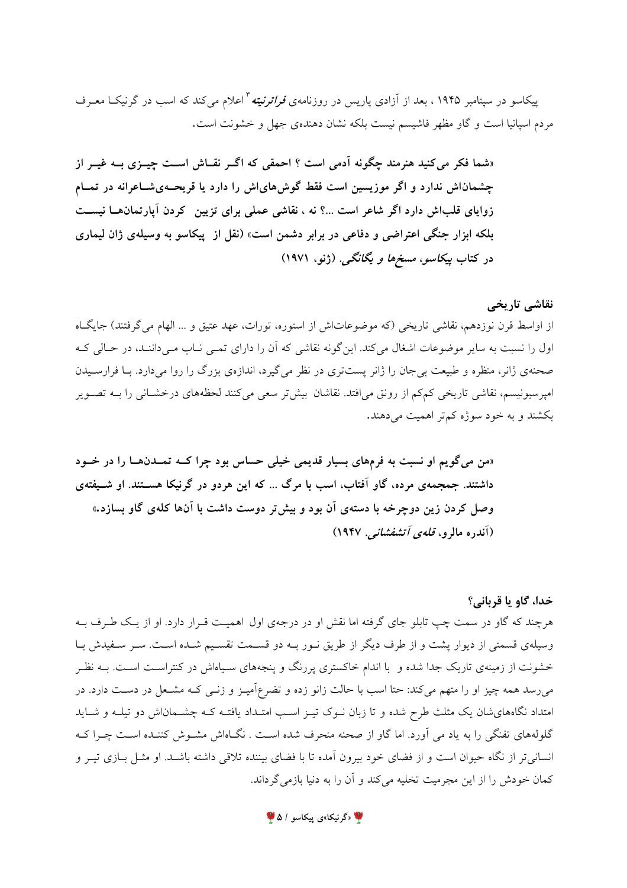پیکاسو در سپتامبر ۱۹۴۵ ، بعد از آزادی پاریس در روزنامه‌ی ***فراترنیته***[۳] اعلام می‌کند که اسب در گرنیکا معرف مردم اسپانیا است و گاو مظهر فاشیسم نیست بلکه نشان دهنده‌ی جهل و خشونت است.

**«شما فکر می‌کنید هنرمند چگونه آدمی است ؟ احمقی که اگر نقاش است چیزی به غیر از چشمان‌اش ندارد و اگر موزیسین است فقط گوش‌های‌اش را دارد یا قریحه‌ی‌شاعرانه در تمام زوایای قلب‌اش دارد اگر شاعر است ...؟ نه ، نقاشی عملی برای تزیین کردن آپارتمان‌ها نیست بلکه ابزار جنگی اعتراضی و دفاعی در برابر دشمن است» (نقل از پیکاسو به وسیله‌ی ژان لیماری در کتاب *پیکاسو، مسخ‌ها و یگانگی*. (ژنو، ۱۹۷۱)**

### نقاشی تاریخی

از اواسط قرن نوزدهم، نقاشی تاریخی (که موضوعات‌اش از استوره، تورات، عهد عتیق و ... الهام می‌گرفتند) جایگاه اول را نسبت به سایر موضوعات اشغال می‌کند. این‌گونه نقاشی که آن را دارای تمی ناب می‌دانند، در حالی که صحنه‌ی ژانر، منظره و طبیعت بی‌جان را ژانر پست‌تری در نظر می‌گیرد، اندازه‌ی بزرگ را روا می‌دارد. با فرارسیدن امپرسیونیسم، نقاشی تاریخی کم‌کم از رونق می‌افتد. نقاشان بیش‌تر سعی می‌کنند لحظه‌های درخشانی را به تصویر بکشند و به خود سوژه کم‌تر اهمیت می‌دهند.

**«من می‌گویم او نسبت به فرم‌های بسیار قدیمی خیلی حساس بود چرا که تمدن‌ها را در خود داشتند. جمجمه‌ی مرده، گاو آفتاب، اسب با مرگ ... که این هردو در گرنیکا هستند. او شیفته‌ی وصل کردن زین دوچرخه با دسته‌ی آن بود و بیش‌تر دوست داشت با آن‌ها کله‌ی گاو بسازد.» (آندره مالرو، *قله‌ی آتشفشانی*. ۱۹۴۷)**

### خدا، گاو یا قربانی؟

هرچند که گاو در سمت چپ تابلو جای گرفته اما نقش او در درجه‌ی اول اهمیت قرار دارد. او از یک طرف به وسیله‌ی قسمتی از دیوار پشت و از طرف دیگر از طریق نور به دو قسمت تقسیم شده است. سر سفیدش با خشونت از زمینه‌ی تاریک جدا شده و با اندام خاکستری پررنگ و پنجه‌های سیاه‌اش در کنتراست است. به نظر می‌رسد همه چیز او را متهم می‌کند: حتا اسب با حالت زانو زده و تضرع‌آمیز و زنی که مشعل در دست دارد. در امتداد نگاه‌های‌شان یک مثلث طرح شده و تا زبان نوک تیز اسب امتداد یافته که چشمان‌اش دو تیله و شاید گلوله‌های تفنگی را به یاد می آورد. اما گاو از صحنه منحرف شده است . نگاه‌اش مشوش کننده است چرا که انسانی‌تر از نگاه حیوان است و از فضای خود بیرون آمده تا با فضای بیننده تلاقی داشته باشد. او مثل بازی تیر و کمان خودش را از این مجرمیت تخلیه می‌کند و آن را به دنیا بازمی‌گرداند.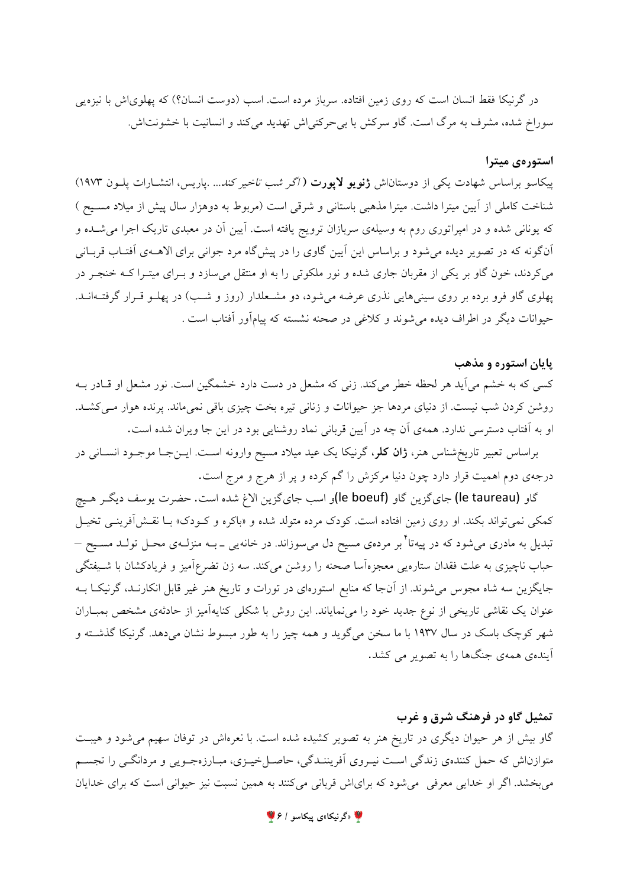در گرنیکا فقط انسان است که روی زمین افتاده. سرباز مرده است. اسب (دوست انسان؟) که پهلوی‌اش با نیزه‌یی سوراخ شده، مشرف به مرگ است. گاو سرکش با بی‌حرکتی‌اش تهدید می‌کند و انسانیت با خشونت‌اش.

### استوره‌ی میترا

پیکاسو براساس شهادت یکی از دوستان‌اش **ژنویو لاپورت** (*اگر شب تاخیر کند*... .پاریس، انتشارات پلون ۱۹۷۳) شناخت کاملی از آیین میترا داشت. میترا مذهبی باستانی و شرقی است (مربوط به دوهزار سال پیش از میلاد مسیح ) که یونانی شده و در امپراتوری روم به وسیله‌ی سربازان ترویج یافته است. آیین آن در معبدی تاریک اجرا می‌شده و آن‌گونه که در تصویر دیده می‌شود و براساس این آیین گاوی را در پیش‌گاه مرد جوانی برای الاهه‌ی آفتاب قربانی می‌کردند، خون گاو بر یکی از مقربان جاری شده و نور ملکوتی را به او منتقل می‌سازد و برای میترا که خنجر در پهلوی گاو فرو برده بر روی سینی‌هایی نذری عرضه می‌شود، دو مشعلدار (روز و شب) در پهلو قرار گرفته‌اند. حیوانات دیگر در اطراف دیده می‌شوند و کلاغی در صحنه نشسته که پیام‌آور آفتاب است .

### پایان استوره و مذهب

کسی که به خشم می‌آید هر لحظه خطر می‌کند. زنی که مشعل در دست دارد خشمگین است. نور مشعل او قادر به روشن کردن شب نیست. از دنیای مردها جز حیوانات و زنانی تیره بخت چیزی باقی نمی‌ماند. پرنده هوار می‌کشد. او به آفتاب دسترسی ندارد. همه‌ی آن چه در آیین قربانی نماد روشنایی بود در این جا ویران شده است.

براساس تعبیر تاریخ‌شناس هنر، **ژان کلر**، گرنیکا یک عید میلاد مسیح وارونه است. این‌جا موجود انسانی در درجه‌ی دوم اهمیت قرار دارد چون دنیا مرکزش را گم کرده و پر از هرج و مرج است.

گاو (le taureau) جای‌گزین گاو (le boeuf)و اسب جای‌گزین الاغ شده است. حضرت یوسف دیگر هیچ کمکی نمی‌تواند بکند. او روی زمین افتاده است. کودک مرده متولد شده و «باکره و کودک» با نقش‌آفرینی تخیل تبدیل به مادری می‌شود که در پیه‌تا[۴] بر مرده‌ی مسیح دل می‌سوزاند. در خانه‌یی ـ به منزله‌ی محل تولد مسیح – حباب ناچیزی به علت فقدان ستاره‌یی معجزه‌آسا صحنه را روشن می‌کند. سه زن تضرع‌آمیز و فریادکشان با شیفتگی جایگزین سه شاه مجوس می‌شوند. از آن‌جا که منابع استوره‌ای در تورات و تاریخ هنر غیر قابل انکارند، گرنیکا به عنوان یک نقاشی تاریخی از نوع جدید خود را می‌نمایاند. این روش با شکلی کنایه‌آمیز از حادثه‌ی مشخص بمباران شهر کوچک باسک در سال ۱۹۳۷ با ما سخن می‌گوید و همه چیز را به طور مبسوط نشان می‌دهد. گرنیکا گذشته و آینده‌ی همه‌ی جنگ‌ها را به تصویر می کشد.

### تمثیل گاو در فرهنگ شرق و غرب

گاو بیش از هر حیوان دیگری در تاریخ هنر به تصویر کشیده شده است. با نعره‌اش در توفان سهیم می‌شود و هیبت متوازن‌اش که حمل کننده‌ی زندگی است نیروی آفرینندگی، حاصلخیزی، مبارزه‌جویی و مردانگی را تجسم می‌بخشد. اگر او خدایی معرفی می‌شود که برای‌اش قربانی می‌کنند به همین نسبت نیز حیوانی است که برای خدایان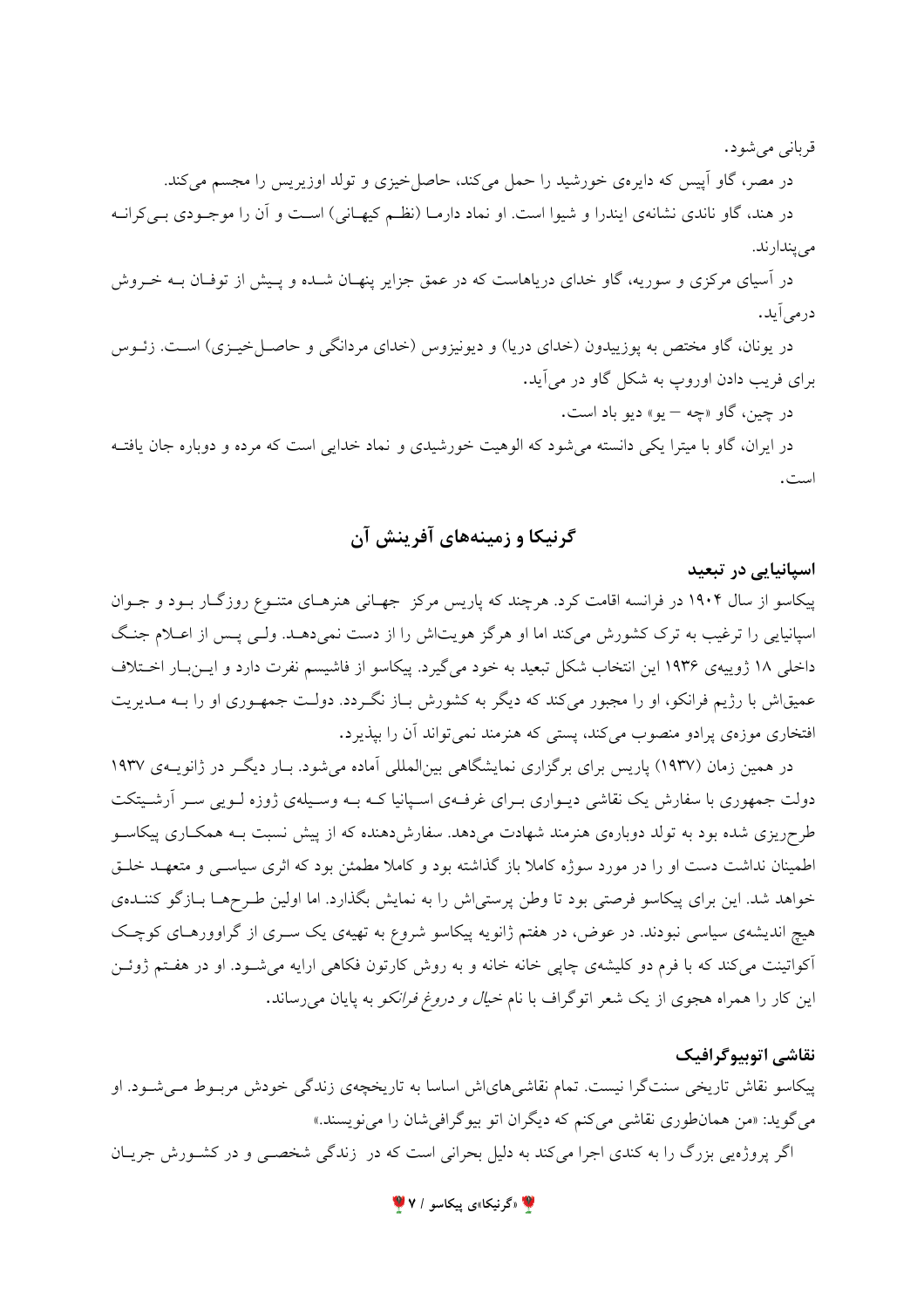قربانی می‌شود.

در مصر، گاو آپیس که دایره‌ی خورشید را حمل می‌کند، حاصلخیزی و تولد اوزیریس را مجسم می‌کند.

در هند، گاو ناندی نشانه‌ی ایندرا و شیوا است. او نماد دارما (نظم کیهانی) است و آن را موجودی بی‌کرانه می‌پندارند.

در آسیای مرکزی و سوریه، گاو خدای دریاهاست که در عمق جزایر پنهان شده و پیش از توفان به خروش درمی‌آید.

در یونان، گاو مختص به پوزییدون (خدای دریا) و دیونیزوس (خدای مردانگی و حاصلخیزی) است. زئوس برای فریب دادن اوروپ به شکل گاو در می‌آید.

در چین، گاو «چه – یو» دیو باد است.

در ایران، گاو با میترا یکی دانسته می‌شود که الوهیت خورشیدی و نماد خدایی است که مرده و دوباره جان یافته است.

## گرنیکا و زمینه‌های آفرینش آن

### اسپانیایی در تبعید

پیکاسو از سال ۱۹۰۴ در فرانسه اقامت کرد. هرچند که پاریس مرکز جهانی هنرهای متنوع روزگار بود و جوان اسپانیایی را ترغیب به ترک کشورش می‌کند اما او هرگز هویت‌اش را از دست نمی‌دهد. ولی پس از اعلام جنگ داخلی ۱۸ ژوییه‌ی ۱۹۳۶ این انتخاب شکل تبعید به خود می‌گیرد. پیکاسو از فاشیسم نفرت دارد و این‌بار اختلاف عمیق‌اش با رژیم فرانکو، او را مجبور می‌کند که دیگر به کشورش باز نگردد. دولت جمهوری او را به مدیریت افتخاری موزه‌ی پرادو منصوب می‌کند، پستی که هنرمند نمی‌تواند آن را بپذیرد.

در همین زمان (۱۹۳۷) پاریس برای برگزاری نمایشگاهی بین‌المللی آماده می‌شود. بار دیگر در ژانویه‌ی ۱۹۳۷ دولت جمهوری با سفارش یک نقاشی دیواری برای غرفه‌ی اسپانیا که به وسیله‌ی ژوزه لویی سر آرشیتکت طرح‌ریزی شده بود به تولد دوباره‌ی هنرمند شهادت می‌دهد. سفارش‌دهنده که از پیش نسبت به همکاری پیکاسو اطمینان نداشت دست او را در مورد سوژه کاملا باز گذاشته بود و کاملا مطمئن بود که اثری سیاسی و متعهد خلق خواهد شد. این برای پیکاسو فرصتی بود تا وطن پرستی‌اش را به نمایش بگذارد. اما اولین طرح‌ها بازگو کننده‌ی هیچ اندیشه‌ی سیاسی نبودند. در عوض، در هفتم ژانویه پیکاسو شروع به تهیه‌ی یک سری از گراوورهای کوچک آکواتینت می‌کند که با فرم دو کلیشه‌ی چاپی خانه خانه و به روش کارتون فکاهی ارایه می‌شود. او در هفتم ژوئن این کار را همراه هجوی از یک شعر اتوگراف با نام *خیال و دروغ فرانکو* به پایان می‌رساند.

### نقاشی اتوبیوگرافیک

پیکاسو نقاش تاریخی سنت‌گرا نیست. تمام نقاشی‌های‌اش اساسا به تاریخچه‌ی زندگی خودش مربوط می‌شود. او می‌گوید: «من همان‌طوری نقاشی می‌کنم که دیگران اتو بیوگرافی‌شان را می‌نویسند.»

اگر پروژه‌یی بزرگ را به کندی اجرا می‌کند به دلیل بحرانی است که در زندگی شخصی و در کشورش جریان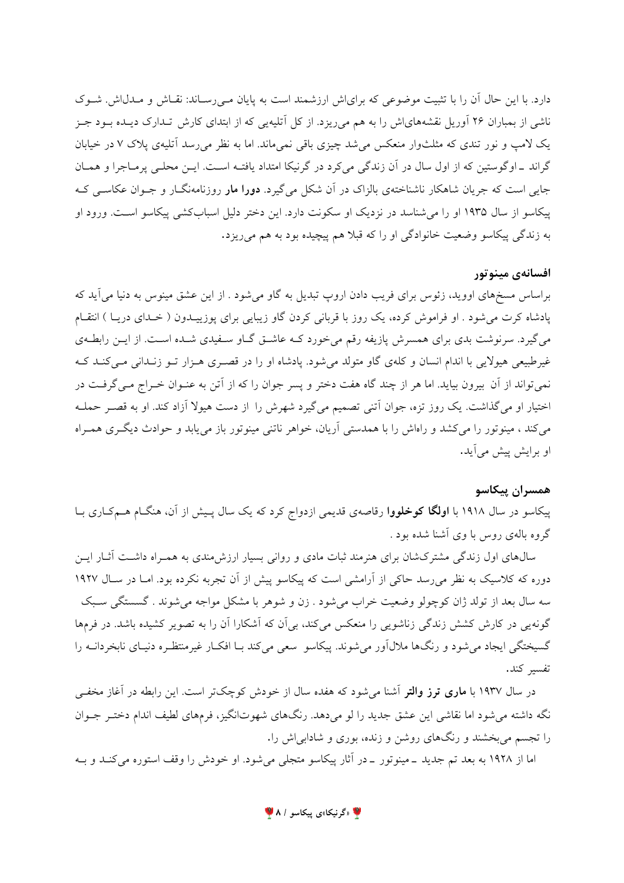دارد. با این حال آن را با تثبیت موضوعی که برای‌اش ارزشمند است به پایان می‌رساند: نقاش و مدل‌اش. شوک ناشی از بمباران ۲۶ آوریل نقشه‌های‌اش را به هم می‌ریزد. از کل آتلیه‌یی که از ابتدای کارش تدارک دیده بود جز یک لامپ و نور تندی که مثلث‌وار منعکس می‌شد چیزی باقی نمی‌ماند. اما به نظر می‌رسد آتلیه‌ی پلاک ۷ در خیابان گراند ـ اوگوستین که از اول سال در آن زندگی می‌کرد در گرنیکا امتداد یافته است. این محلی پرماجرا و همان جایی است که جریان شاهکار ناشناخته‌ی بالزاک در آن شکل می‌گیرد. **دورا مار** روزنامه‌نگار و جوان عکاسی که پیکاسو از سال ۱۹۳۵ او را می‌شناسد در نزدیک او سکونت دارد. این دختر دلیل اسباب‌کشی پیکاسو است. ورود او به زندگی پیکاسو وضعیت خانوادگی او را که قبلا هم پیچیده بود به هم می‌ریزد.

### افسانه‌ی مینوتور

براساس مسخ‌های اووید، زئوس برای فریب دادن اروپ تبدیل به گاو می‌شود . از این عشق مینوس به دنیا می‌آید که پادشاه کرت می‌شود . او فراموش کرده، یک روز با قربانی کردن گاو زیبایی برای پوزییدون ( خدای دریا ) انتقام می‌گیرد. سرنوشت بدی برای همسرش پازیفه رقم می‌خورد که عاشق گاو سفیدی شده است. از این رابطه‌ی غیرطبیعی هیولایی با اندام انسان و کله‌ی گاو متولد می‌شود. پادشاه او را در قصری هزار تو زندانی می‌کند که نمی‌تواند از آن بیرون بیاید. اما هر از چند گاه هفت دختر و پسر جوان را که از آتن به عنوان خراج می‌گرفت در اختیار او می‌گذاشت. یک روز تزه، جوان آتنی تصمیم می‌گیرد شهرش را از دست هیولا آزاد کند. او به قصر حمله می‌کند ، مینوتور را می‌کشد و راه‌اش را با همدستی آریان، خواهر ناتنی مینوتور باز می‌یابد و حوادث دیگری همراه او برایش پیش می‌آید.

### همسران پیکاسو

پیکاسو در سال ۱۹۱۸ با **اولگا کوخلووا** رقاصه‌ی قدیمی ازدواج کرد که یک سال پیش از آن، هنگام هم‌کاری با گروه باله‌ی روس با وی آشنا شده بود .

سال‌های اول زندگی مشترک‌شان برای هنرمند ثبات مادی و روانی بسیار ارزش‌مندی به همراه داشت آثار این دوره که کلاسیک به نظر می‌رسد حاکی از آرامشی است که پیکاسو پیش از آن تجربه نکرده بود. اما در سال ۱۹۲۷ سه سال بعد از تولد ژان کوچولو وضعیت خراب می‌شود . زن و شوهر با مشکل مواجه می‌شوند . گسستگی سبک گونه‌یی در کارش کشش زندگی زناشویی را منعکس می‌کند، بی‌آن که آشکارا آن را به تصویر کشیده باشد. در فرم‌ها گسیختگی ایجاد می‌شود و رنگ‌ها ملال‌آور می‌شوند. پیکاسو سعی می‌کند با افکار غیرمنتظره دنیای نابخردانه را تفسیر کند.

در سال ۱۹۳۷ با **ماری ترز والتر** آشنا می‌شود که هفده سال از خودش کوچک‌تر است. این رابطه در آغاز مخفی نگه داشته می‌شود اما نقاشی این عشق جدید را لو می‌دهد. رنگ‌های شهوت‌انگیز، فرم‌های لطیف اندام دختر جوان را تجسم می‌بخشند و رنگ‌های روشن و زنده، بوری و شادابی‌اش را.

اما از ۱۹۲۸ به بعد تم جدید ـ مینوتور ـ در آثار پیکاسو متجلی می‌شود. او خودش را وقف استوره می‌کند و به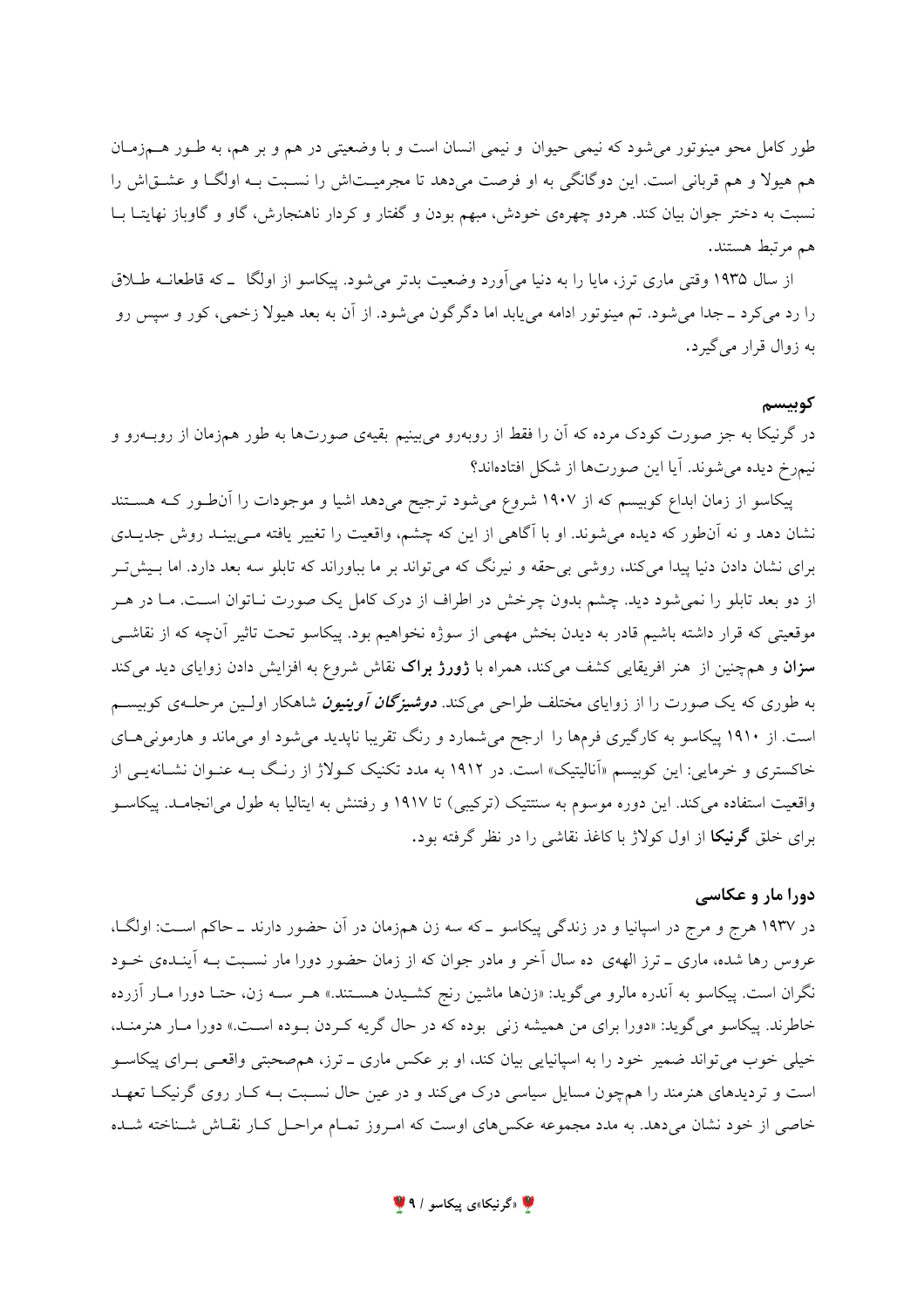طور کامل محو مینوتور می‌شود که نیمی حیوان و نیمی انسان است و با وضعیتی در هم و بر هم، به طور هم‌زمان هم هیولا و هم قربانی است. این دوگانگی به او فرصت می‌دهد تا مجرمیت‌اش را نسبت به اولگا و عشق‌اش را نسبت به دختر جوان بیان کند. هردو چهره‌ی خودش، مبهم بودن و گفتار و کردار ناهنجارش، گاو و گاوباز نهایتا با هم مرتبط هستند.

از سال ۱۹۳۵ وقتی ماری ترز، مایا را به دنیا می‌آورد وضعیت بدتر می‌شود. پیکاسو از اولگا ـ که قاطعانه طلاق را رد می‌کرد ـ جدا می‌شود. تم مینوتور ادامه می‌یابد اما دگرگون می‌شود. از آن به بعد هیولا زخمی، کور و سپس رو به زوال قرار می‌گیرد.

## کوبیسم

در گرنیکا به جز صورت کودک مرده که آن را فقط از روبه‌رو می‌بینیم بقیه‌ی صورت‌ها به طور هم‌زمان از روبه‌رو و نیم‌رخ دیده می‌شوند. آیا این صورت‌ها از شکل افتاده‌اند؟

پیکاسو از زمان ابداع کوبیسم که از ۱۹۰۷ شروع می‌شود ترجیح می‌دهد اشیا و موجودات را آن‌طور که هستند نشان دهد و نه آن‌طور که دیده می‌شوند. او با آگاهی از این که چشم، واقعیت را تغییر یافته می‌بیند روش جدیدی برای نشان دادن دنیا پیدا می‌کند، روشی بی‌حقه و نیرنگ که می‌تواند بر ما بباوراند که تابلو سه بعد دارد. اما بیش‌تر از دو بعد تابلو را نمی‌شود دید. چشم بدون چرخش در اطراف از درک کامل یک صورت ناتوان است. ما در هر موقعیتی که قرار داشته باشیم قادر به دیدن بخش مهمی از سوژه نخواهیم بود. پیکاسو تحت تاثیر آن‌چه که از نقاشی **سزان** و هم‌چنین از هنر افریقایی کشف می‌کند، همراه با **ژورژ براک** نقاش شروع به افزایش دادن زوایای دید می‌کند به طوری که یک صورت را از زوایای مختلف طراحی می‌کند. ***دوشیزگان آوینیون*** شاهکار اولین مرحله‌ی کوبیسم است. از ۱۹۱۰ پیکاسو به کارگیری فرم‌ها را ارجح می‌شمارد و رنگ تقریبا ناپدید می‌شود او می‌ماند و هارمونی‌های خاکستری و خرمایی: این کوبیسم «آنالیتیک» است. در ۱۹۱۲ به مدد تکنیک کولاژ از رنگ به عنوان نشانه‌یی از واقعیت استفاده می‌کند. این دوره موسوم به سنتتیک (ترکیبی) تا ۱۹۱۷ و رفتنش به ایتالیا به طول می‌انجامد. پیکاسو برای خلق **گرنیکا** از اول کولاژ با کاغذ نقاشی را در نظر گرفته بود.

## دورا مار و عکاسی

در ۱۹۳۷ هرج و مرج در اسپانیا و در زندگی پیکاسو ـ که سه زن هم‌زمان در آن حضور دارند ـ حاکم است: اولگا، عروس رها شده، ماری ـ ترز الهه‌ی ده سال آخر و مادر جوان که از زمان حضور دورا مار نسبت به آینده‌ی خود نگران است. پیکاسو به آندره مالرو می‌گوید: «زن‌ها ماشین رنج کشیدن هستند.» هر سه زن، حتا دورا مار آزرده خاطرند. پیکاسو می‌گوید: «دورا برای من همیشه زنی بوده که در حال گریه کردن بوده است.» دورا مار هنرمند، خیلی خوب می‌تواند ضمیر خود را به اسپانیایی بیان کند، او بر عکس ماری ـ ترز، هم‌صحبتی واقعی برای پیکاسو است و تردیدهای هنرمند را هم‌چون مسایل سیاسی درک می‌کند و در عین حال نسبت به کار روی گرنیکا تعهد خاصی از خود نشان می‌دهد. به مدد مجموعه عکس‌های اوست که امروز تمام مراحل کار نقاش شناخته شده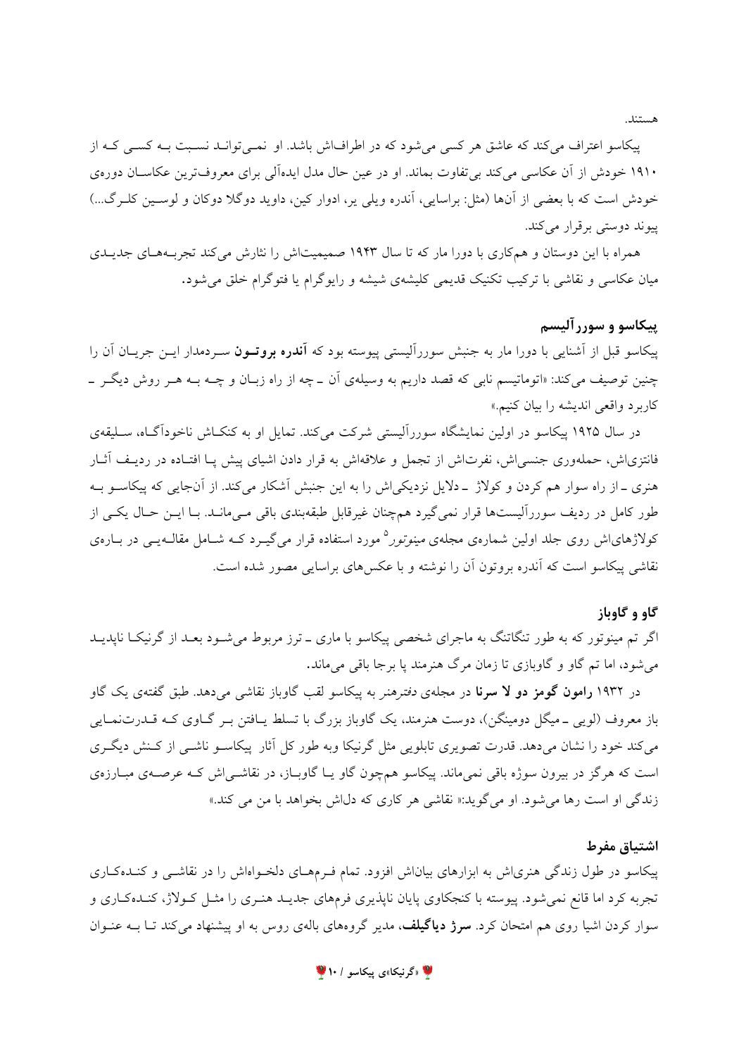هستند.

پیکاسو اعتراف می‌کند که عاشق هر کسی می‌شود که در اطراف‌اش باشد. او نمی‌تواند نسبت به کسی که از ۱۹۱۰ خودش از آن عکاسی می‌کند بی‌تفاوت بماند. او در عین حال مدل ایده‌آلی برای معروف‌ترین عکاسان دوره‌ی خودش است که با بعضی از آن‌ها (مثل: براسایی، آندره ویلی یر، ادوار کین، داوید دوگلا دوکان و لوسین کلرگ...) پیوند دوستی برقرار می‌کند.

همراه با این دوستان و همکاری با دورا مار که تا سال ۱۹۴۳ صمیمیت‌اش را نثارش می‌کند تجربه‌های جدیدی میان عکاسی و نقاشی با ترکیب تکنیک قدیمی کلیشه‌ی شیشه و رایوگرام یا فتوگرام خلق می‌شود.

## پیکاسو و سوررآلیسم

پیکاسو قبل از آشنایی با دورا مار به جنبش سوررآلیستی پیوسته بود که **آندره بروتون** سردمدار این جریان آن را چنین توصیف می‌کند: «اتوماتیسم نابی که قصد داریم به وسیله‌ی آن ــ چه از راه زبان و چه به هر روش دیگر ــ کاربرد واقعی اندیشه را بیان کنیم.»

در سال ۱۹۲۵ پیکاسو در اولین نمایشگاه سوررآلیستی شرکت می‌کند. تمایل او به کنکاش ناخودآگاه، سلیقه‌ی فانتزی‌اش، حمله‌وری جنسی‌اش، نفرت‌اش از تجمل و علاقه‌اش به قرار دادن اشیای پیش پا افتاده در ردیف آثار هنری ــ از راه سوار هم کردن و کولاژ ــ دلایل نزدیکی‌اش را به این جنبش آشکار می‌کند. از آن‌جایی که پیکاسو به طور کامل در ردیف سوررآلیست‌ها قرار نمی‌گیرد همچنان غیرقابل طبقه‌بندی باقی می‌ماند. با این حال یکی از کولاژهای‌اش روی جلد اولین شماره‌ی مجله‌ی *مینوتور*[5] مورد استفاده قرار می‌گیرد که شامل مقاله‌یی در باره‌ی نقاشی پیکاسو است که آندره بروتون آن را نوشته و با عکس‌های براسایی مصور شده است.

## گاو و گاوباز

اگر تم مینوتور که به طور تنگاتنگ به ماجرای شخصی پیکاسو با ماری ــ ترز مربوط می‌شود بعد از گرنیکا ناپدید می‌شود، اما تم گاو و گاوبازی تا زمان مرگ هنرمند پا برجا باقی می‌ماند.

در ۱۹۳۲ **رامون گومز دو لا سرنا** در مجله‌ی *دفترهنر* به پیکاسو لقب گاوباز نقاشی می‌دهد. طبق گفته‌ی یک گاو باز معروف (لویی ــ میگل دومینگن)، دوست هنرمند، یک گاوباز بزرگ با تسلط یافتن بر گاوی که قدرت‌نمایی می‌کند قدرت خود را نشان می‌دهد. قدرت تصویری تابلویی مثل گرنیکا وبه طور کل آثار پیکاسو ناشی از کنش دیگری است که هرگز در بیرون سوژه باقی نمی‌ماند. پیکاسو همچون گاو یا گاوباز، در نقاشی‌اش که عرصه‌ی مبارزه‌ی زندگی او است رها می‌شود. او می‌گوید:« نقاشی هر کاری که دل‌اش بخواهد با من می کند.»

## اشتیاق مفرط

پیکاسو در طول زندگی هنری‌اش به ابزارهای بیان‌اش افزود. تمام فرم‌های دلخواه‌اش را در نقاشی و کنده‌کاری تجربه کرد اما قانع نمی‌شود. پیوسته با کنجکاوی پایان ناپذیری فرم‌های جدید هنری را مثل کولاژ، کنده‌کاری و سوار کردن اشیا روی هم امتحان کرد. **سرژ دیاگیلف**، مدیر گروه‌های باله‌ی روس به او پیشنهاد می‌کند تا به عنوان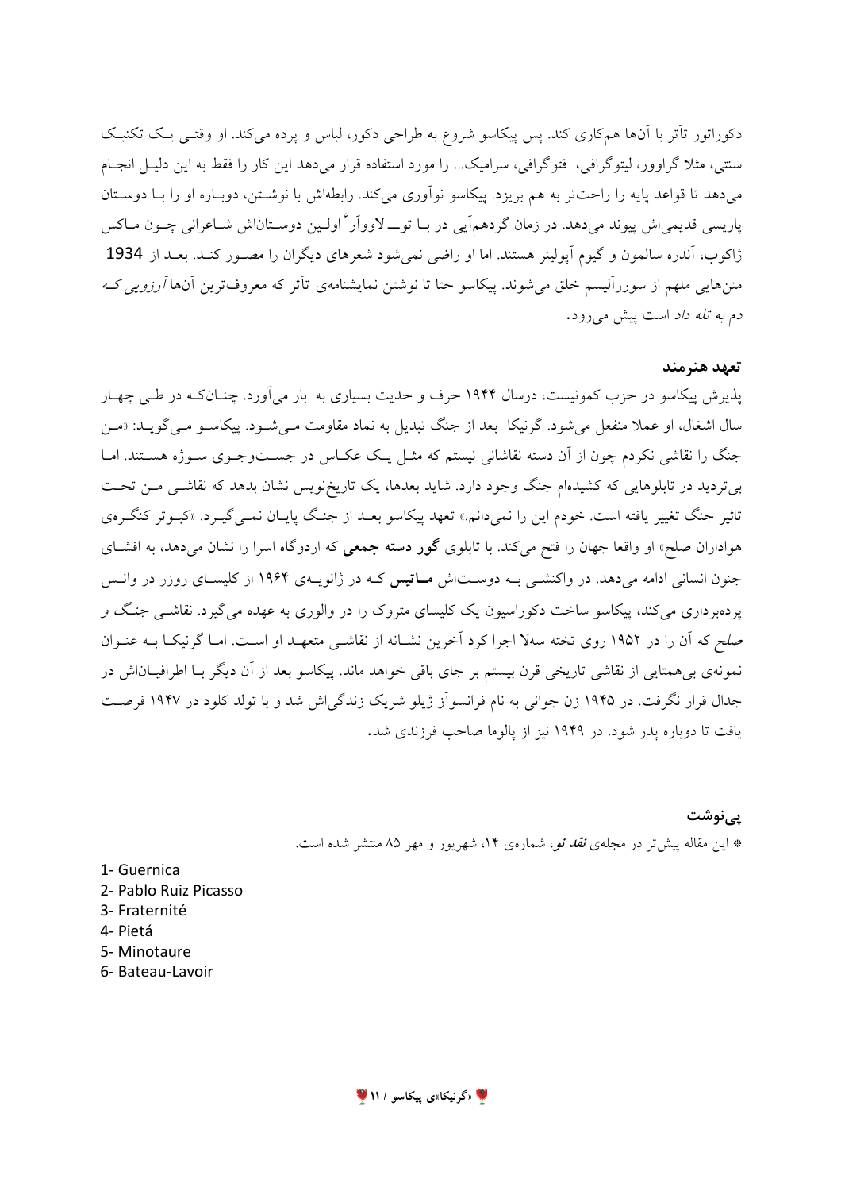دکوراتور تآتر با آن‌ها همکاری کند. پس پیکاسو شروع به طراحی دکور، لباس و پرده می‌کند. او وقتی یک تکنیک سنتی، مثلا گراوور، لیتوگرافی، فتوگرافی، سرامیک... را مورد استفاده قرار می‌دهد این کار را فقط به این دلیل انجام می‌دهد تا قواعد پایه را راحت‌تر به هم بریزد. پیکاسو نوآوری می‌کند. رابطه‌اش با نوشتن، دوباره او را با دوستان پاریسی قدیمی‌اش پیوند می‌دهد. در زمان گردهم‌آیی در با تو– لاووآر[6] اولین دوستان‌اش شاعرانی چون ماکس ژاکوب، آندره سالمون و گیوم آپولینر هستند. اما او راضی نمی‌شود شعرهای دیگران را مصور کند. بعد از 1934 متن‌هایی ملهم از سوررآلیسم خلق می‌شوند. پیکاسو حتا تا نوشتن نمایشنامه‌ی تآتر که معروف‌ترین آن‌ها *آرزویی که دم به تله داد* است پیش می‌رود.

### تعهد هنرمند

پذیرش پیکاسو در حزب کمونیست، درسال ۱۹۴۴ حرف و حدیث بسیاری به بار می‌آورد. چنانکه در طی چهار سال اشغال، او عملا منفعل می‌شود. گرنیکا بعد از جنگ تبدیل به نماد مقاومت می‌شود. پیکاسو می‌گوید: «من جنگ را نقاشی نکردم چون از آن دسته نقاشانی نیستم که مثل یک عکاس در جست‌وجوی سوژه هستند. اما بی‌تردید در تابلوهایی که کشیده‌ام جنگ وجود دارد. شاید بعدها، یک تاریخ‌نویس نشان بدهد که نقاشی من تحت تاثیر جنگ تغییر یافته است. خودم این را نمی‌دانم.» تعهد پیکاسو بعد از جنگ پایان نمی‌گیرد. «کبوتر کنگره‌ی هواداران صلح» او واقعا جهان را فتح می‌کند. با تابلوی **گور دسته جمعی** که اردوگاه اسرا را نشان می‌دهد، به افشای جنون انسانی ادامه می‌دهد. در واکنشی به دوست‌اش **ماتیس** که در ژانویه‌ی ۱۹۶۴ از کلیسای روزر در وانس پرده‌برداری می‌کند، پیکاسو ساخت دکوراسیون یک کلیسای متروک را در والوری به عهده می‌گیرد. نقاشی *جنگ و صلح* که آن را در ۱۹۵۲ روی تخته سه‌لا اجرا کرد آخرین نشانه از نقاشی متعهد او است. اما گرنیکا به عنوان نمونه‌ی بی‌همتایی از نقاشی تاریخی قرن بیستم بر جای باقی خواهد ماند. پیکاسو بعد از آن دیگر با اطرافیان‌اش در جدال قرار نگرفت. در ۱۹۴۵ زن جوانی به نام فرانسواز ژیلو شریک زندگی‌اش شد و با تولد کلود در ۱۹۴۷ فرصت یافت تا دوباره پدر شود. در ۱۹۴۹ نیز از پالوما صاحب فرزندی شد.

---

### پی‌نوشت

* این مقاله پیش‌تر در مجله‌ی ***نقد نو***، شماره‌ی ۱۴، شهریور و مهر ۸۵ منتشر شده است.

1- Guernica
2- Pablo Ruiz Picasso
3- Fraternité
4- Pietá
5- Minotaure
6- Bateau-Lavoir